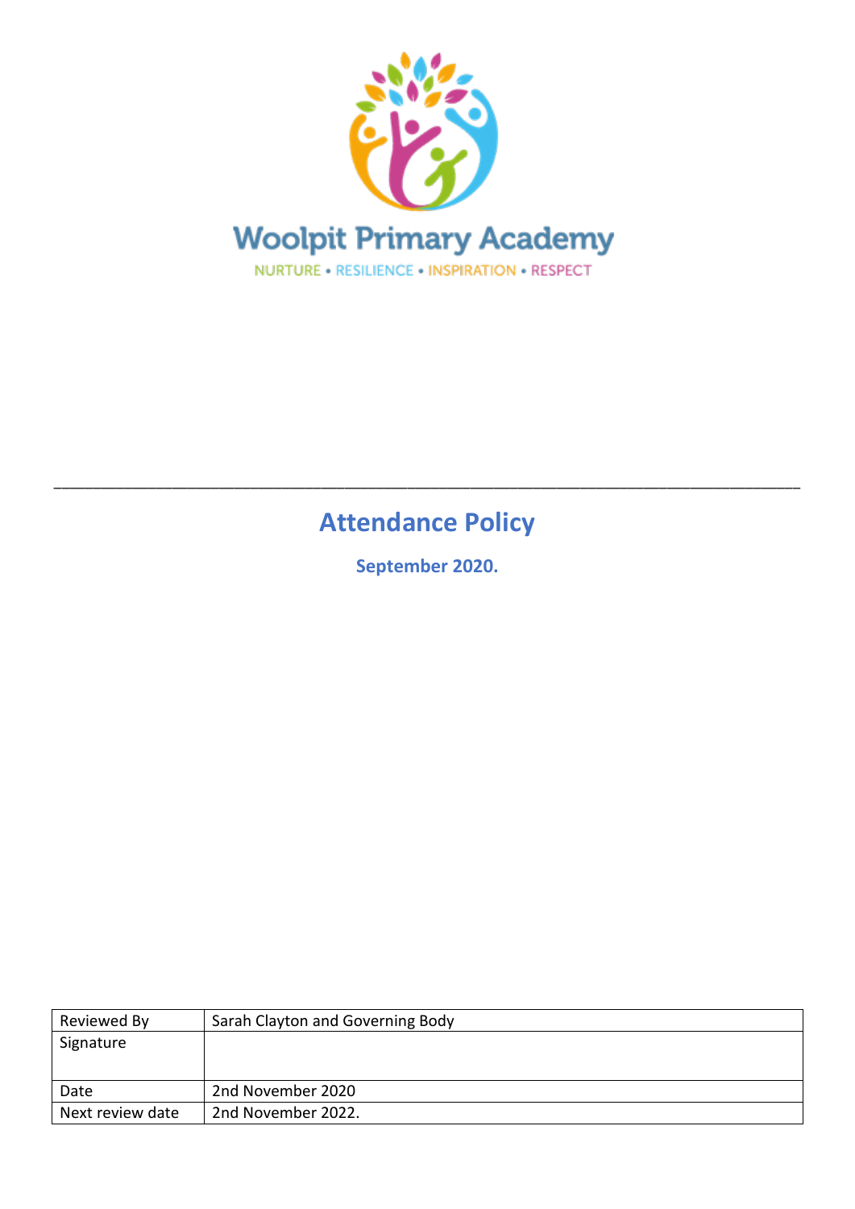Woolpit Primary Academy

NURTURE • RESILIENCE • INSPIRATION • RESPECT

---

# Attendance Policy

**September 2020.**

| Reviewed By | Sarah Clayton and Governing Body |
|---|---|
| Signature | |
| Date | 2nd November 2020 |
| Next review date | 2nd November 2022. |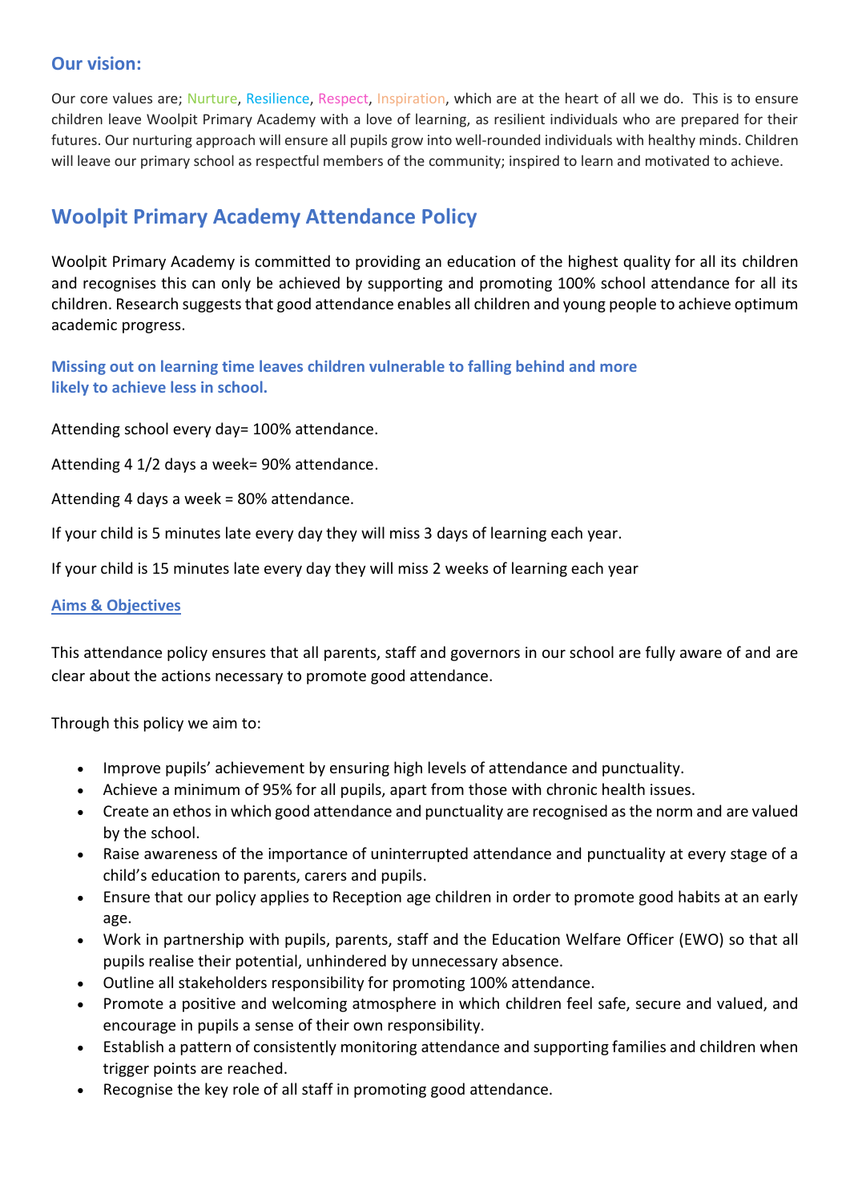## Our vision:

Our core values are; Nurture, Resilience, Respect, Inspiration, which are at the heart of all we do. This is to ensure children leave Woolpit Primary Academy with a love of learning, as resilient individuals who are prepared for their futures. Our nurturing approach will ensure all pupils grow into well-rounded individuals with healthy minds. Children will leave our primary school as respectful members of the community; inspired to learn and motivated to achieve.

# Woolpit Primary Academy Attendance Policy

Woolpit Primary Academy is committed to providing an education of the highest quality for all its children and recognises this can only be achieved by supporting and promoting 100% school attendance for all its children. Research suggests that good attendance enables all children and young people to achieve optimum academic progress.

**Missing out on learning time leaves children vulnerable to falling behind and more likely to achieve less in school.**

Attending school every day= 100% attendance.

Attending 4 1/2 days a week= 90% attendance.

Attending 4 days a week = 80% attendance.

If your child is 5 minutes late every day they will miss 3 days of learning each year.

If your child is 15 minutes late every day they will miss 2 weeks of learning each year

### Aims & Objectives

This attendance policy ensures that all parents, staff and governors in our school are fully aware of and are clear about the actions necessary to promote good attendance.

Through this policy we aim to:

- Improve pupils' achievement by ensuring high levels of attendance and punctuality.
- Achieve a minimum of 95% for all pupils, apart from those with chronic health issues.
- Create an ethos in which good attendance and punctuality are recognised as the norm and are valued by the school.
- Raise awareness of the importance of uninterrupted attendance and punctuality at every stage of a child's education to parents, carers and pupils.
- Ensure that our policy applies to Reception age children in order to promote good habits at an early age.
- Work in partnership with pupils, parents, staff and the Education Welfare Officer (EWO) so that all pupils realise their potential, unhindered by unnecessary absence.
- Outline all stakeholders responsibility for promoting 100% attendance.
- Promote a positive and welcoming atmosphere in which children feel safe, secure and valued, and encourage in pupils a sense of their own responsibility.
- Establish a pattern of consistently monitoring attendance and supporting families and children when trigger points are reached.
- Recognise the key role of all staff in promoting good attendance.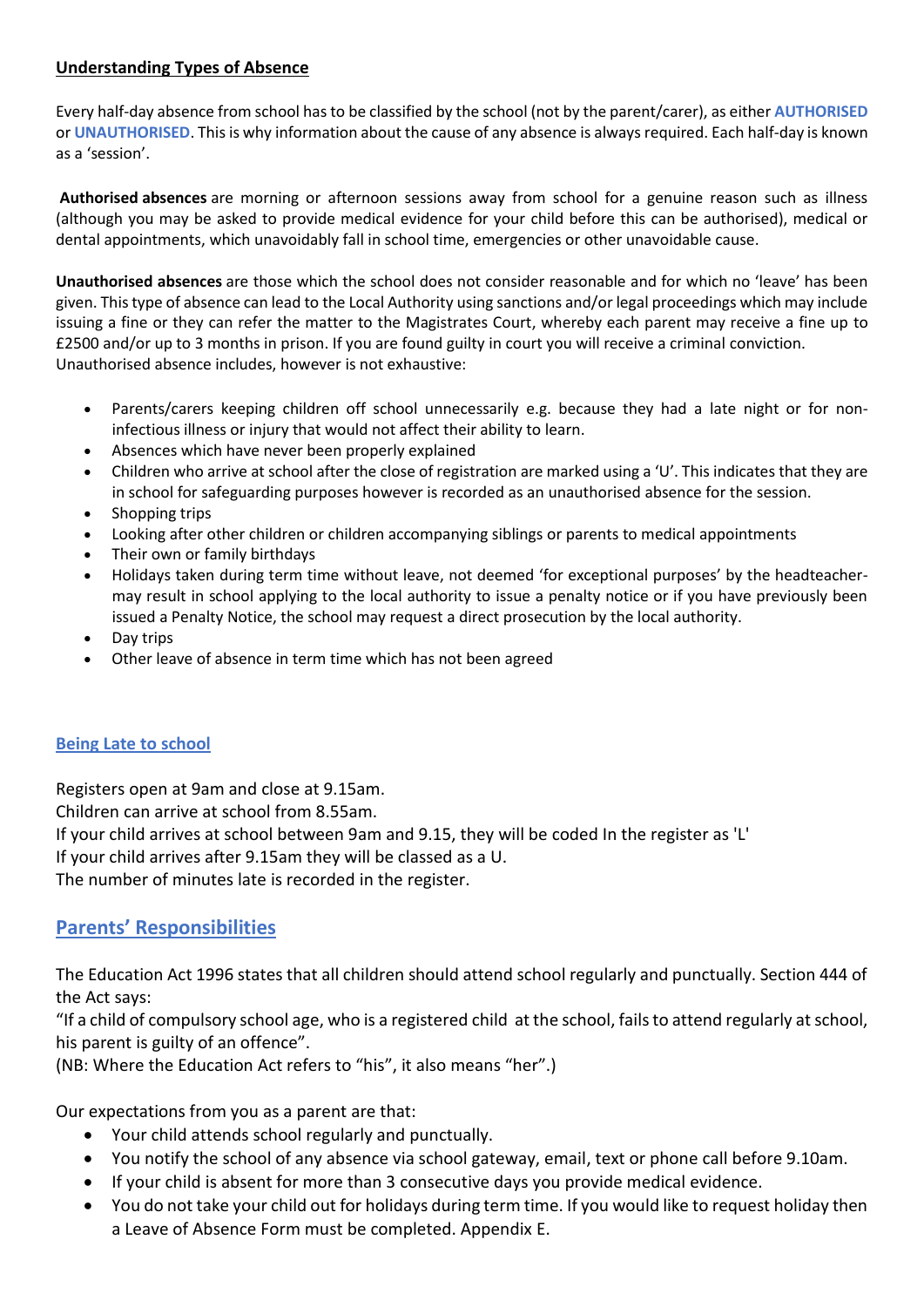## Understanding Types of Absence

Every half-day absence from school has to be classified by the school (not by the parent/carer), as either **AUTHORISED** or **UNAUTHORISED**. This is why information about the cause of any absence is always required. Each half-day is known as a 'session'.

**Authorised absences** are morning or afternoon sessions away from school for a genuine reason such as illness (although you may be asked to provide medical evidence for your child before this can be authorised), medical or dental appointments, which unavoidably fall in school time, emergencies or other unavoidable cause.

**Unauthorised absences** are those which the school does not consider reasonable and for which no 'leave' has been given. This type of absence can lead to the Local Authority using sanctions and/or legal proceedings which may include issuing a fine or they can refer the matter to the Magistrates Court, whereby each parent may receive a fine up to £2500 and/or up to 3 months in prison. If you are found guilty in court you will receive a criminal conviction. Unauthorised absence includes, however is not exhaustive:

- Parents/carers keeping children off school unnecessarily e.g. because they had a late night or for non-infectious illness or injury that would not affect their ability to learn.
- Absences which have never been properly explained
- Children who arrive at school after the close of registration are marked using a 'U'. This indicates that they are in school for safeguarding purposes however is recorded as an unauthorised absence for the session.
- Shopping trips
- Looking after other children or children accompanying siblings or parents to medical appointments
- Their own or family birthdays
- Holidays taken during term time without leave, not deemed 'for exceptional purposes' by the headteacher- may result in school applying to the local authority to issue a penalty notice or if you have previously been issued a Penalty Notice, the school may request a direct prosecution by the local authority.
- Day trips
- Other leave of absence in term time which has not been agreed

### Being Late to school

Registers open at 9am and close at 9.15am.
Children can arrive at school from 8.55am.
If your child arrives at school between 9am and 9.15, they will be coded In the register as 'L'
If your child arrives after 9.15am they will be classed as a U.
The number of minutes late is recorded in the register.

## Parents' Responsibilities

The Education Act 1996 states that all children should attend school regularly and punctually. Section 444 of the Act says:
"If a child of compulsory school age, who is a registered child at the school, fails to attend regularly at school, his parent is guilty of an offence".
(NB: Where the Education Act refers to "his", it also means "her".)

Our expectations from you as a parent are that:

- Your child attends school regularly and punctually.
- You notify the school of any absence via school gateway, email, text or phone call before 9.10am.
- If your child is absent for more than 3 consecutive days you provide medical evidence.
- You do not take your child out for holidays during term time. If you would like to request holiday then a Leave of Absence Form must be completed. Appendix E.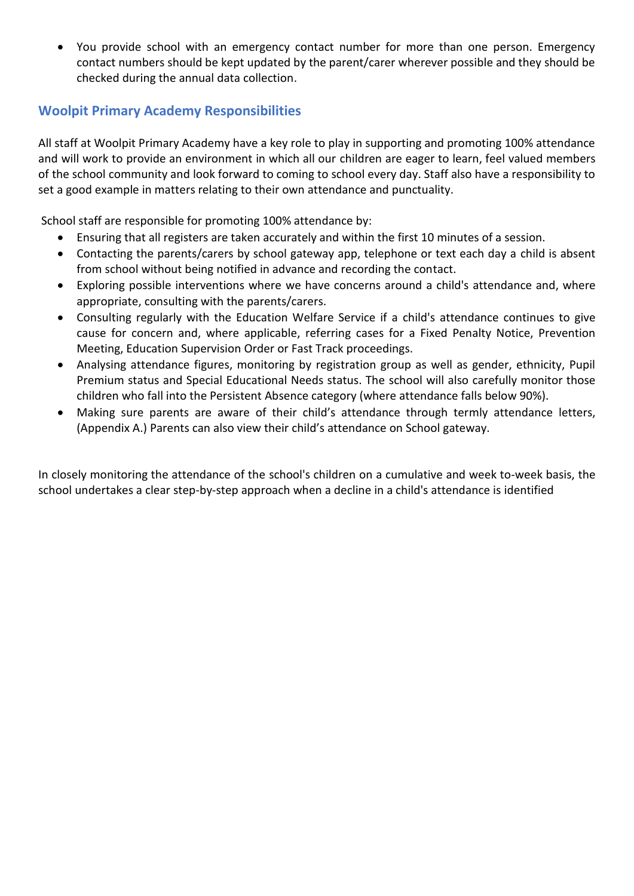- You provide school with an emergency contact number for more than one person. Emergency contact numbers should be kept updated by the parent/carer wherever possible and they should be checked during the annual data collection.

## Woolpit Primary Academy Responsibilities

All staff at Woolpit Primary Academy have a key role to play in supporting and promoting 100% attendance and will work to provide an environment in which all our children are eager to learn, feel valued members of the school community and look forward to coming to school every day. Staff also have a responsibility to set a good example in matters relating to their own attendance and punctuality.

School staff are responsible for promoting 100% attendance by:

- Ensuring that all registers are taken accurately and within the first 10 minutes of a session.
- Contacting the parents/carers by school gateway app, telephone or text each day a child is absent from school without being notified in advance and recording the contact.
- Exploring possible interventions where we have concerns around a child's attendance and, where appropriate, consulting with the parents/carers.
- Consulting regularly with the Education Welfare Service if a child's attendance continues to give cause for concern and, where applicable, referring cases for a Fixed Penalty Notice, Prevention Meeting, Education Supervision Order or Fast Track proceedings.
- Analysing attendance figures, monitoring by registration group as well as gender, ethnicity, Pupil Premium status and Special Educational Needs status. The school will also carefully monitor those children who fall into the Persistent Absence category (where attendance falls below 90%).
- Making sure parents are aware of their child's attendance through termly attendance letters, (Appendix A.) Parents can also view their child's attendance on School gateway.

In closely monitoring the attendance of the school's children on a cumulative and week to-week basis, the school undertakes a clear step-by-step approach when a decline in a child's attendance is identified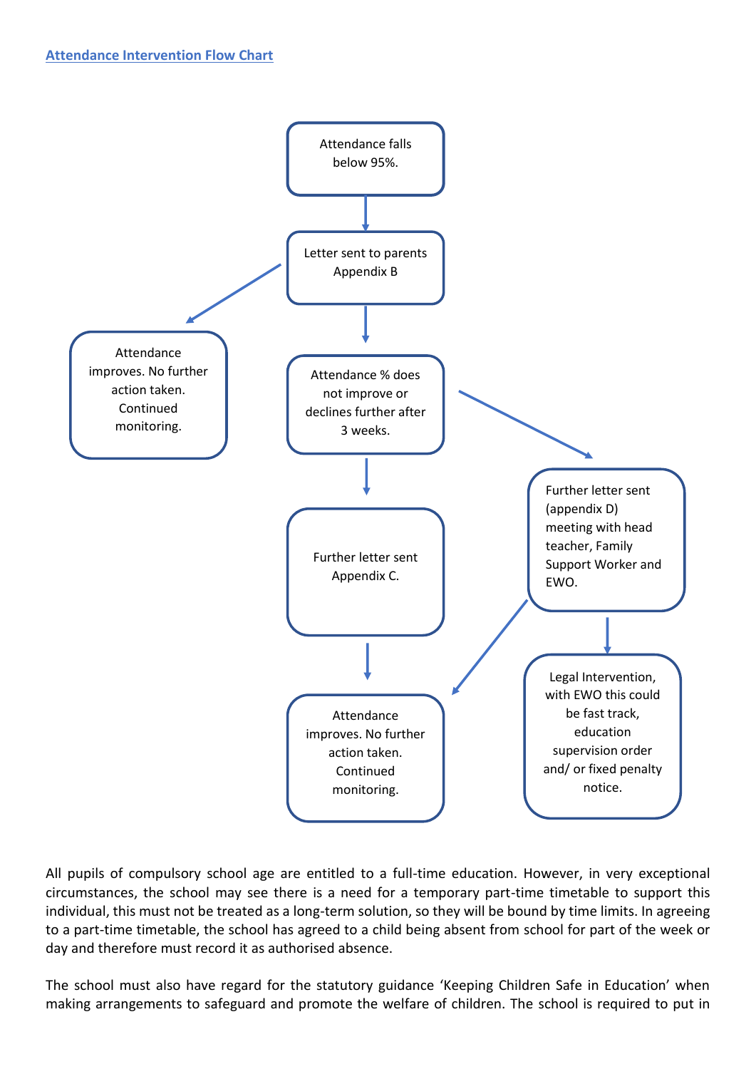## Attendance Intervention Flow Chart

Attendance falls below 95%.

Letter sent to parents Appendix B

Attendance improves. No further action taken. Continued monitoring.

Attendance % does not improve or declines further after 3 weeks.

Further letter sent (appendix D) meeting with head teacher, Family Support Worker and EWO.

Further letter sent Appendix C.

Legal Intervention, with EWO this could be fast track, education supervision order and/ or fixed penalty notice.

Attendance improves. No further action taken. Continued monitoring.

All pupils of compulsory school age are entitled to a full-time education. However, in very exceptional circumstances, the school may see there is a need for a temporary part-time timetable to support this individual, this must not be treated as a long-term solution, so they will be bound by time limits. In agreeing to a part-time timetable, the school has agreed to a child being absent from school for part of the week or day and therefore must record it as authorised absence.

The school must also have regard for the statutory guidance 'Keeping Children Safe in Education' when making arrangements to safeguard and promote the welfare of children. The school is required to put in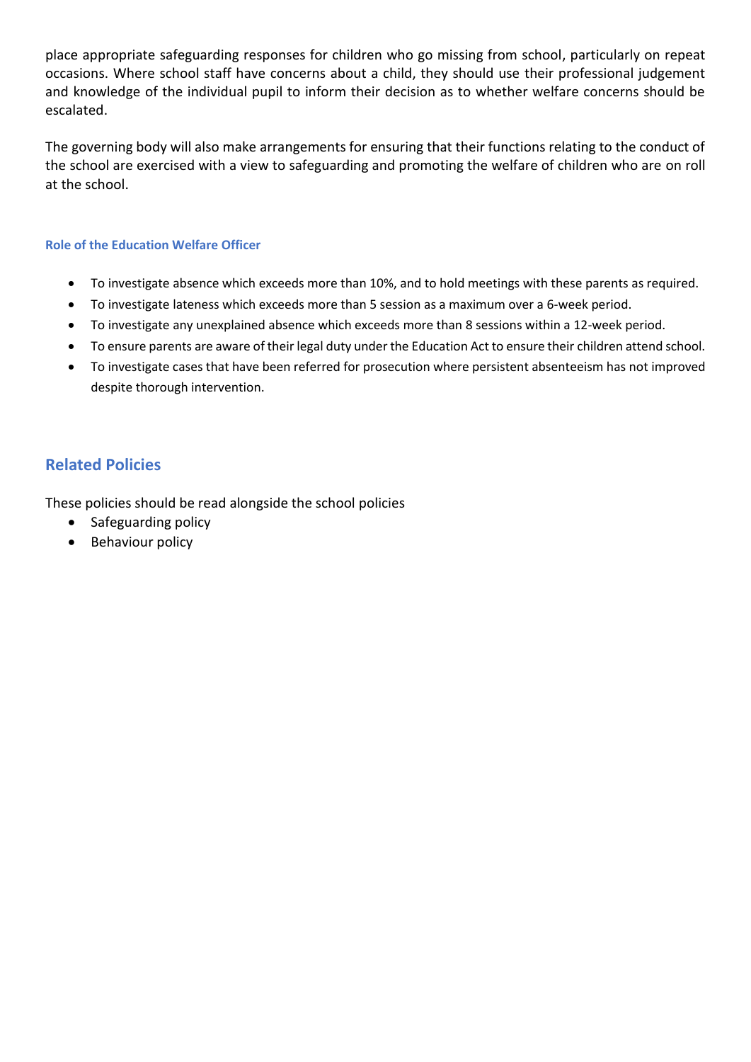place appropriate safeguarding responses for children who go missing from school, particularly on repeat occasions. Where school staff have concerns about a child, they should use their professional judgement and knowledge of the individual pupil to inform their decision as to whether welfare concerns should be escalated.

The governing body will also make arrangements for ensuring that their functions relating to the conduct of the school are exercised with a view to safeguarding and promoting the welfare of children who are on roll at the school.

### Role of the Education Welfare Officer

- To investigate absence which exceeds more than 10%, and to hold meetings with these parents as required.
- To investigate lateness which exceeds more than 5 session as a maximum over a 6-week period.
- To investigate any unexplained absence which exceeds more than 8 sessions within a 12-week period.
- To ensure parents are aware of their legal duty under the Education Act to ensure their children attend school.
- To investigate cases that have been referred for prosecution where persistent absenteeism has not improved despite thorough intervention.

## Related Policies

These policies should be read alongside the school policies

- Safeguarding policy
- Behaviour policy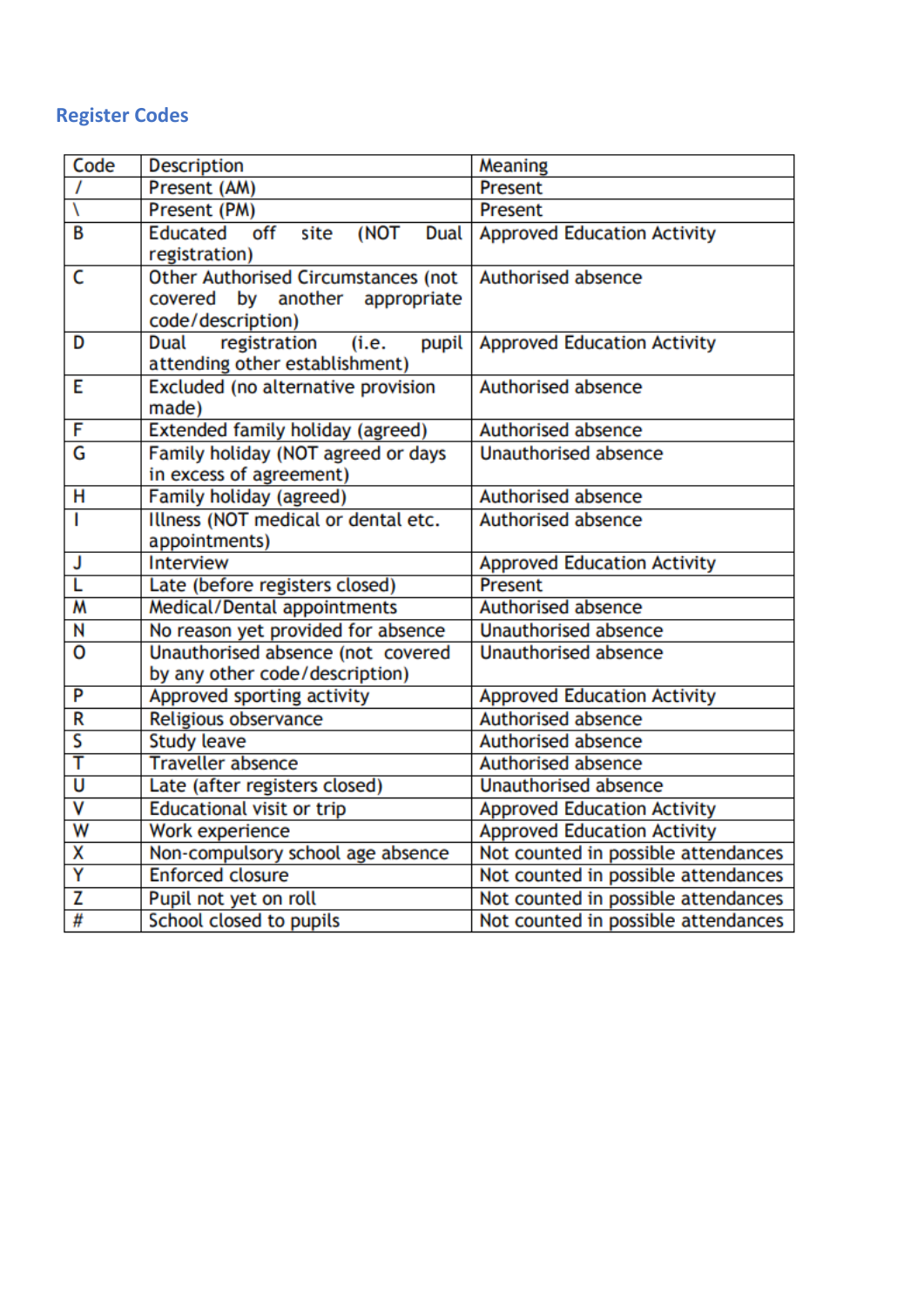## Register Codes

| Code | Description | Meaning |
|---|---|---|
| / | Present (AM) | Present |
| \ | Present (PM) | Present |
| B | Educated off site (NOT Dual registration) | Approved Education Activity |
| C | Other Authorised Circumstances (not covered by another appropriate code/description) | Authorised absence |
| D | Dual registration (i.e. pupil attending other establishment) | Approved Education Activity |
| E | Excluded (no alternative provision made) | Authorised absence |
| F | Extended family holiday (agreed) | Authorised absence |
| G | Family holiday (NOT agreed or days in excess of agreement) | Unauthorised absence |
| H | Family holiday (agreed) | Authorised absence |
| I | Illness (NOT medical or dental etc. appointments) | Authorised absence |
| J | Interview | Approved Education Activity |
| L | Late (before registers closed) | Present |
| M | Medical/Dental appointments | Authorised absence |
| N | No reason yet provided for absence | Unauthorised absence |
| O | Unauthorised absence (not covered by any other code/description) | Unauthorised absence |
| P | Approved sporting activity | Approved Education Activity |
| R | Religious observance | Authorised absence |
| S | Study leave | Authorised absence |
| T | Traveller absence | Authorised absence |
| U | Late (after registers closed) | Unauthorised absence |
| V | Educational visit or trip | Approved Education Activity |
| W | Work experience | Approved Education Activity |
| X | Non-compulsory school age absence | Not counted in possible attendances |
| Y | Enforced closure | Not counted in possible attendances |
| Z | Pupil not yet on roll | Not counted in possible attendances |
| # | School closed to pupils | Not counted in possible attendances |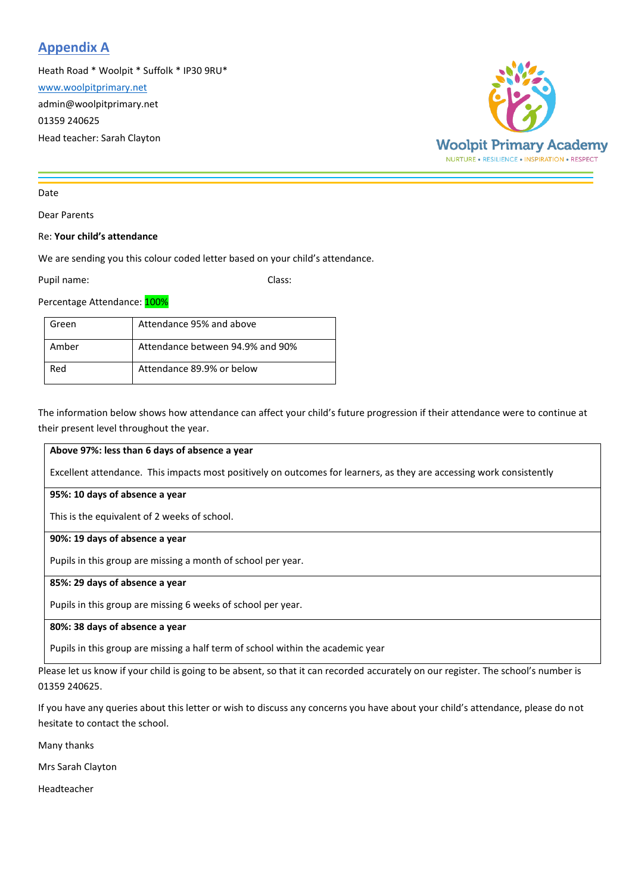## Appendix A

Heath Road * Woolpit * Suffolk * IP30 9RU*

www.woolpitprimary.net

admin@woolpitprimary.net

01359 240625

Head teacher: Sarah Clayton

Woolpit Primary Academy

NURTURE • RESILIENCE • INSPIRATION • RESPECT

Date

Dear Parents

Re: **Your child's attendance**

We are sending you this colour coded letter based on your child's attendance.

Pupil name: Class:

Percentage Attendance: 100%

| Green | Attendance 95% and above |
|---|---|
| Amber | Attendance between 94.9% and 90% |
| Red | Attendance 89.9% or below |

The information below shows how attendance can affect your child's future progression if their attendance were to continue at their present level throughout the year.

| **Above 97%: less than 6 days of absence a year** |
|---|
| Excellent attendance. This impacts most positively on outcomes for learners, as they are accessing work consistently |
| **95%: 10 days of absence a year** |
| This is the equivalent of 2 weeks of school. |
| **90%: 19 days of absence a year** |
| Pupils in this group are missing a month of school per year. |
| **85%: 29 days of absence a year** |
| Pupils in this group are missing 6 weeks of school per year. |
| **80%: 38 days of absence a year** |
| Pupils in this group are missing a half term of school within the academic year |

Please let us know if your child is going to be absent, so that it can recorded accurately on our register. The school's number is 01359 240625.

If you have any queries about this letter or wish to discuss any concerns you have about your child's attendance, please do not hesitate to contact the school.

Many thanks

Mrs Sarah Clayton

Headteacher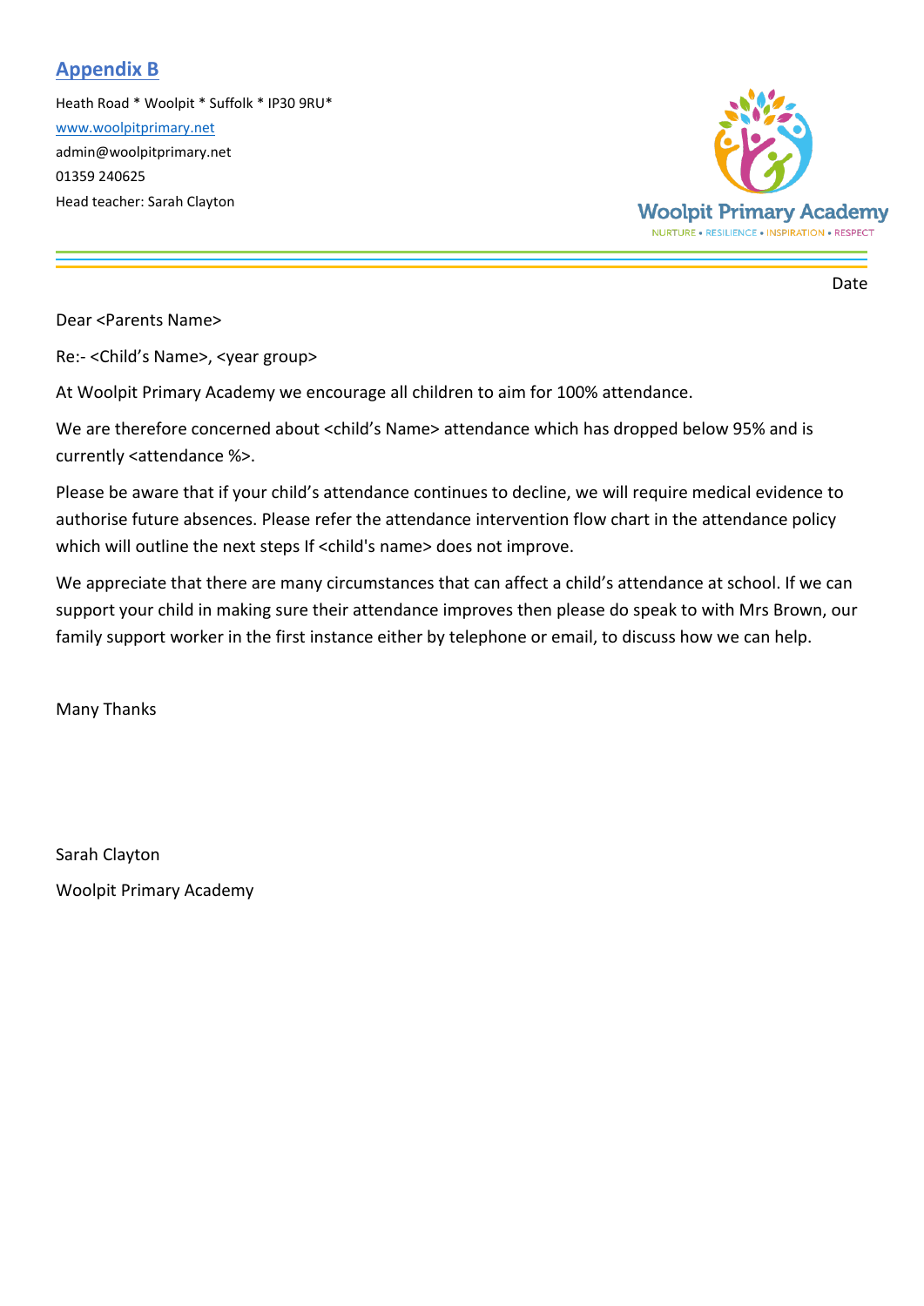## Appendix B

Heath Road * Woolpit * Suffolk * IP30 9RU*
www.woolpitprimary.net
admin@woolpitprimary.net
01359 240625
Head teacher: Sarah Clayton

Woolpit Primary Academy
NURTURE • RESILIENCE • INSPIRATION • RESPECT

Date

Dear <Parents Name>

Re:- <Child's Name>, <year group>

At Woolpit Primary Academy we encourage all children to aim for 100% attendance.

We are therefore concerned about <child's Name> attendance which has dropped below 95% and is currently <attendance %>.

Please be aware that if your child's attendance continues to decline, we will require medical evidence to authorise future absences. Please refer the attendance intervention flow chart in the attendance policy which will outline the next steps If <child's name> does not improve.

We appreciate that there are many circumstances that can affect a child's attendance at school. If we can support your child in making sure their attendance improves then please do speak to with Mrs Brown, our family support worker in the first instance either by telephone or email, to discuss how we can help.

Many Thanks

Sarah Clayton

Woolpit Primary Academy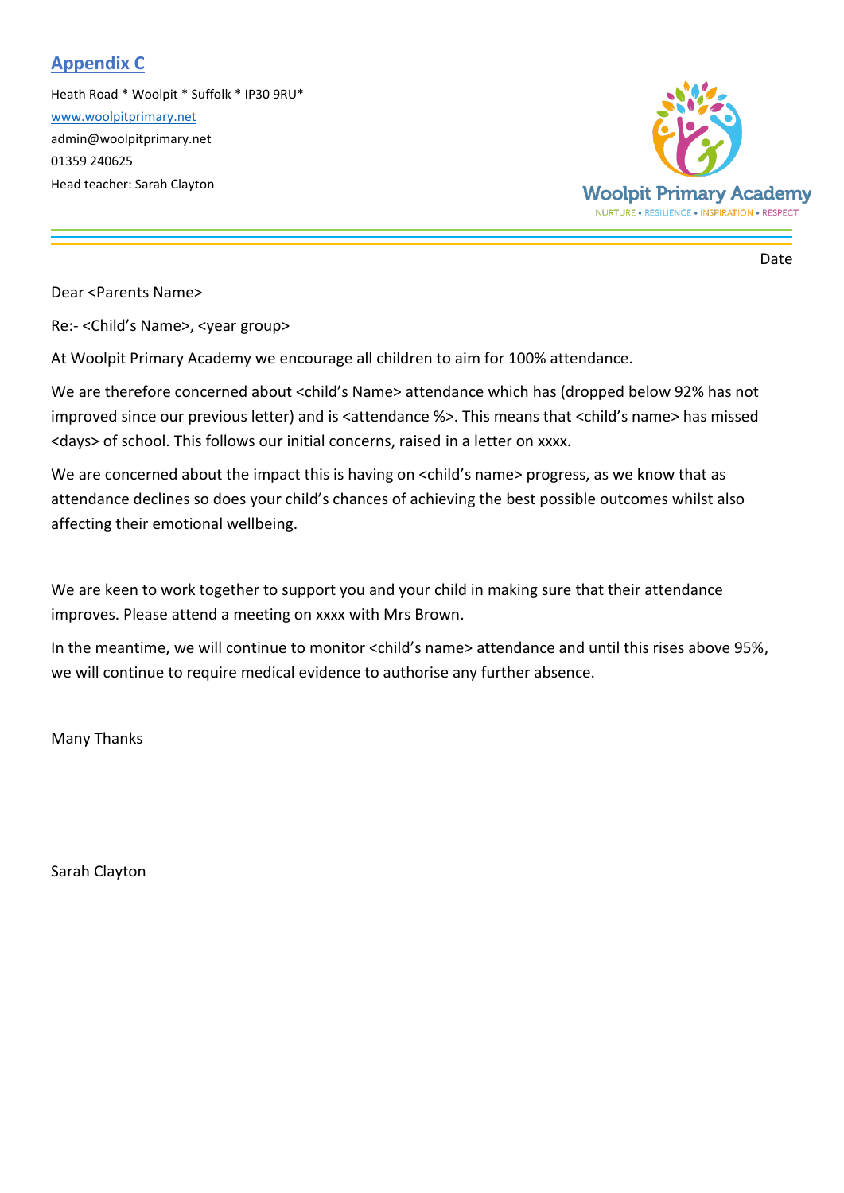## Appendix C

Heath Road * Woolpit * Suffolk * IP30 9RU*
www.woolpitprimary.net
admin@woolpitprimary.net
01359 240625
Head teacher: Sarah Clayton

Woolpit Primary Academy
NURTURE • RESILIENCE • INSPIRATION • RESPECT

---

Date

Dear <Parents Name>

Re:- <Child's Name>, <year group>

At Woolpit Primary Academy we encourage all children to aim for 100% attendance.

We are therefore concerned about <child's Name> attendance which has (dropped below 92% has not improved since our previous letter) and is <attendance %>. This means that <child's name> has missed <days> of school. This follows our initial concerns, raised in a letter on xxxx.

We are concerned about the impact this is having on <child's name> progress, as we know that as attendance declines so does your child's chances of achieving the best possible outcomes whilst also affecting their emotional wellbeing.

We are keen to work together to support you and your child in making sure that their attendance improves. Please attend a meeting on xxxx with Mrs Brown.

In the meantime, we will continue to monitor <child's name> attendance and until this rises above 95%, we will continue to require medical evidence to authorise any further absence.

Many Thanks

Sarah Clayton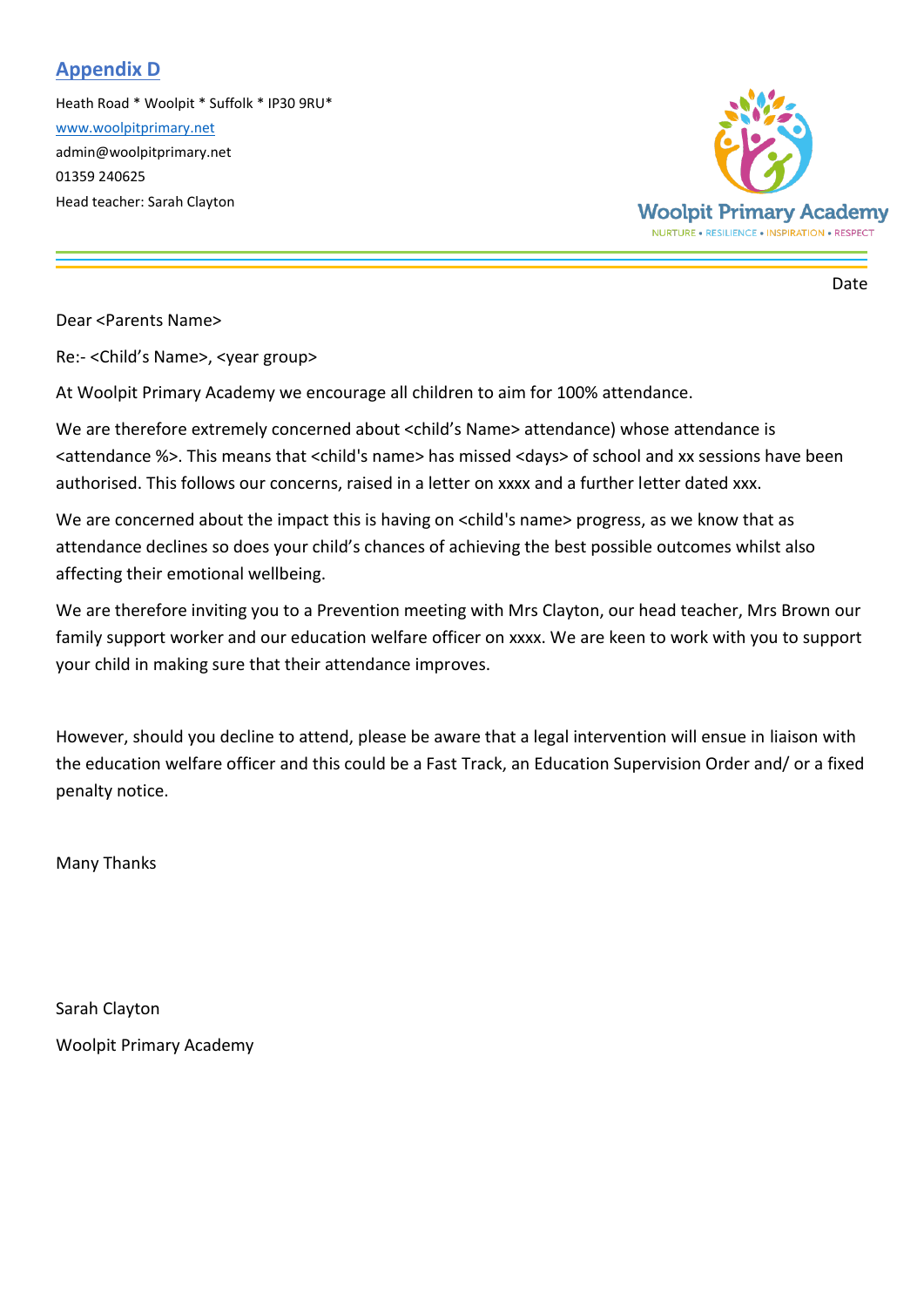## Appendix D

Heath Road * Woolpit * Suffolk * IP30 9RU*
www.woolpitprimary.net
admin@woolpitprimary.net
01359 240625
Head teacher: Sarah Clayton

Woolpit Primary Academy
NURTURE • RESILIENCE • INSPIRATION • RESPECT

Date

Dear <Parents Name>

Re:- <Child's Name>, <year group>

At Woolpit Primary Academy we encourage all children to aim for 100% attendance.

We are therefore extremely concerned about <child's Name> attendance) whose attendance is <attendance %>. This means that <child's name> has missed <days> of school and xx sessions have been authorised. This follows our concerns, raised in a letter on xxxx and a further letter dated xxx.

We are concerned about the impact this is having on <child's name> progress, as we know that as attendance declines so does your child's chances of achieving the best possible outcomes whilst also affecting their emotional wellbeing.

We are therefore inviting you to a Prevention meeting with Mrs Clayton, our head teacher, Mrs Brown our family support worker and our education welfare officer on xxxx. We are keen to work with you to support your child in making sure that their attendance improves.

However, should you decline to attend, please be aware that a legal intervention will ensue in liaison with the education welfare officer and this could be a Fast Track, an Education Supervision Order and/ or a fixed penalty notice.

Many Thanks

Sarah Clayton

Woolpit Primary Academy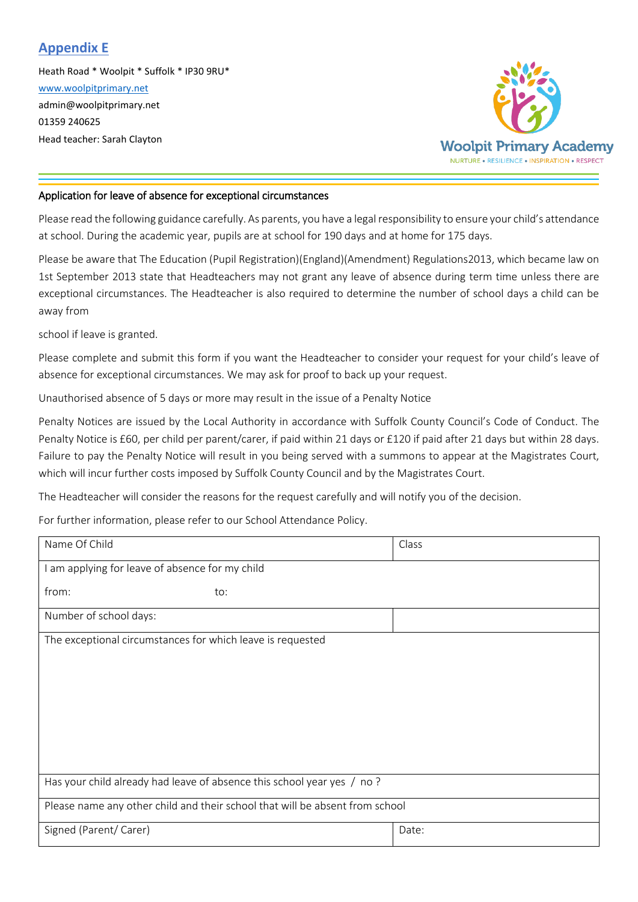## Appendix E

Heath Road * Woolpit * Suffolk * IP30 9RU*
www.woolpitprimary.net
admin@woolpitprimary.net
01359 240625
Head teacher: Sarah Clayton

Woolpit Primary Academy
NURTURE • RESILIENCE • INSPIRATION • RESPECT

Application for leave of absence for exceptional circumstances

Please read the following guidance carefully. As parents, you have a legal responsibility to ensure your child's attendance at school. During the academic year, pupils are at school for 190 days and at home for 175 days.

Please be aware that The Education (Pupil Registration)(England)(Amendment) Regulations2013, which became law on 1st September 2013 state that Headteachers may not grant any leave of absence during term time unless there are exceptional circumstances. The Headteacher is also required to determine the number of school days a child can be away from

school if leave is granted.

Please complete and submit this form if you want the Headteacher to consider your request for your child's leave of absence for exceptional circumstances. We may ask for proof to back up your request.

Unauthorised absence of 5 days or more may result in the issue of a Penalty Notice

Penalty Notices are issued by the Local Authority in accordance with Suffolk County Council's Code of Conduct. The Penalty Notice is £60, per child per parent/carer, if paid within 21 days or £120 if paid after 21 days but within 28 days. Failure to pay the Penalty Notice will result in you being served with a summons to appear at the Magistrates Court, which will incur further costs imposed by Suffolk County Council and by the Magistrates Court.

The Headteacher will consider the reasons for the request carefully and will notify you of the decision.

For further information, please refer to our School Attendance Policy.

| Name Of Child | Class |
|---|---|
| I am applying for leave of absence for my child<br>from: to: | |
| Number of school days: | |
| The exceptional circumstances for which leave is requested | |
| Has your child already had leave of absence this school year yes / no ? | |
| Please name any other child and their school that will be absent from school | |
| Signed (Parent/ Carer) | Date: |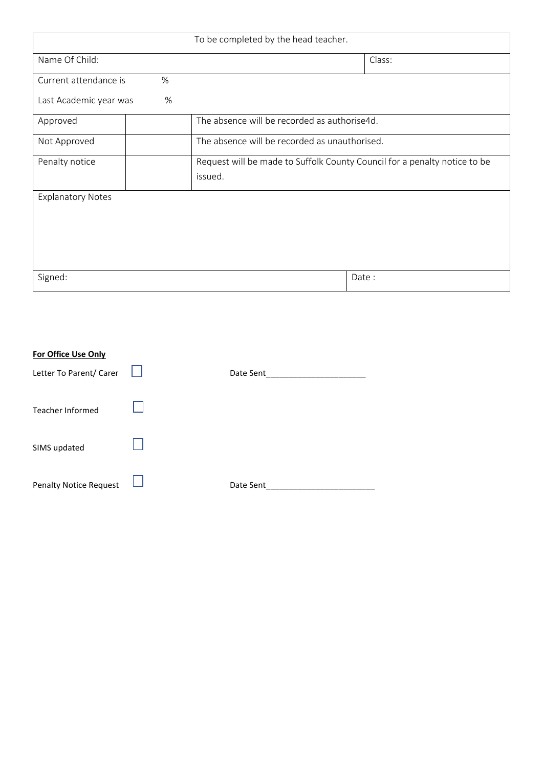| To be completed by the head teacher. | | | |
|---|---|---|---|
| Name Of Child: | | | Class: |
| Current attendance is % <br> Last Academic year was % | | | |
| Approved | | The absence will be recorded as authorise4d. | |
| Not Approved | | The absence will be recorded as unauthorised. | |
| Penalty notice | | Request will be made to Suffolk County Council for a penalty notice to be issued. | |
| Explanatory Notes | | | |
| Signed: | | | Date : |

**For Office Use Only**

Letter To Parent/ Carer ☐ Date Sent______________________

Teacher Informed ☐

SIMS updated ☐

Penalty Notice Request ☐ Date Sent________________________